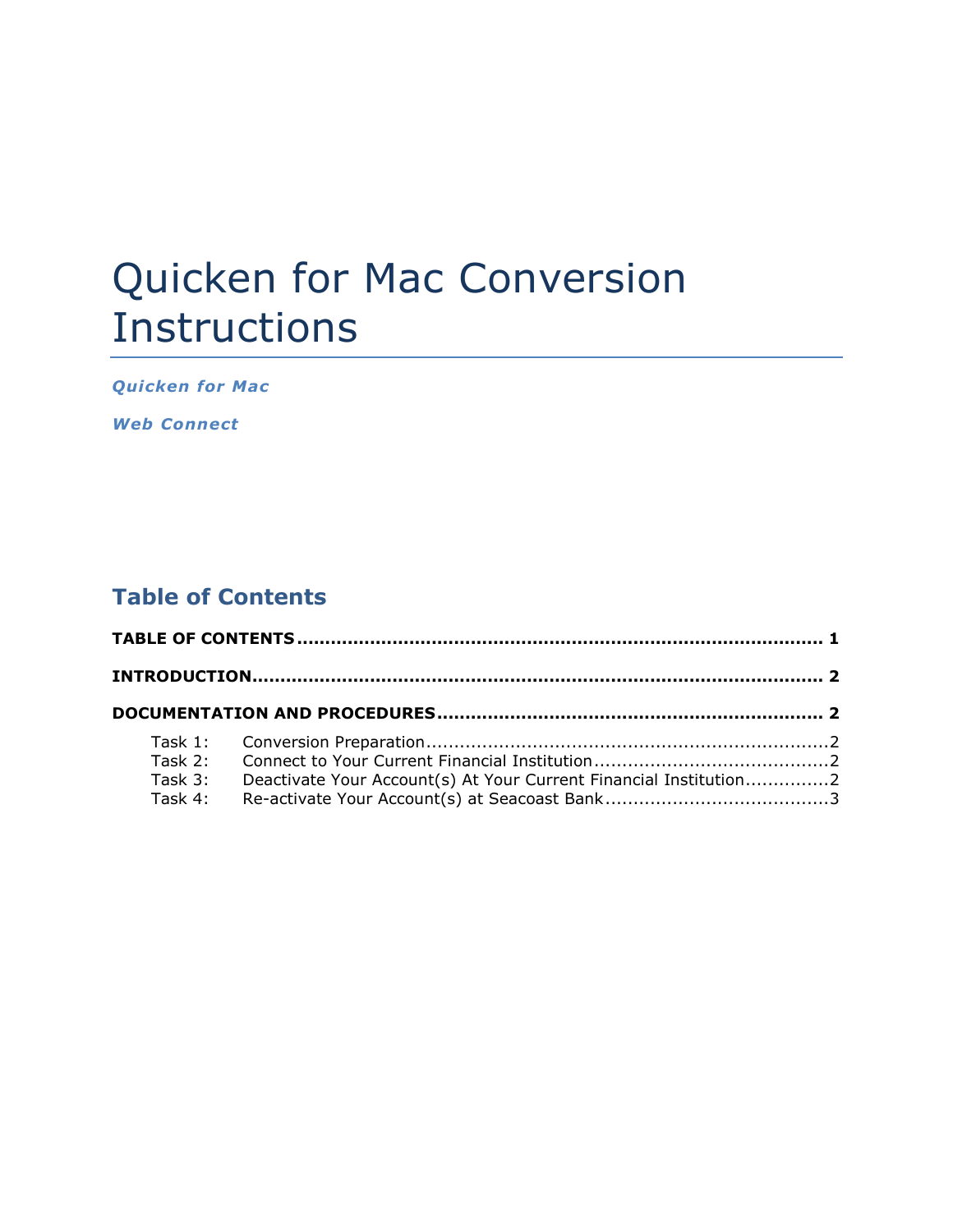# Quicken for Mac Conversion Instructions

***Quicken for Mac***

***Web Connect***

## Table of Contents

**TABLE OF CONTENTS** .......................................................................................... **1**

**INTRODUCTION** ................................................................................................... **2**

**DOCUMENTATION AND PROCEDURES** .................................................................. **2**

Task 1: Conversion Preparation ..........................................................................2
Task 2: Connect to Your Current Financial Institution ..........................................2
Task 3: Deactivate Your Account(s) At Your Current Financial Institution...............2
Task 4: Re-activate Your Account(s) at Seacoast Bank ..........................................3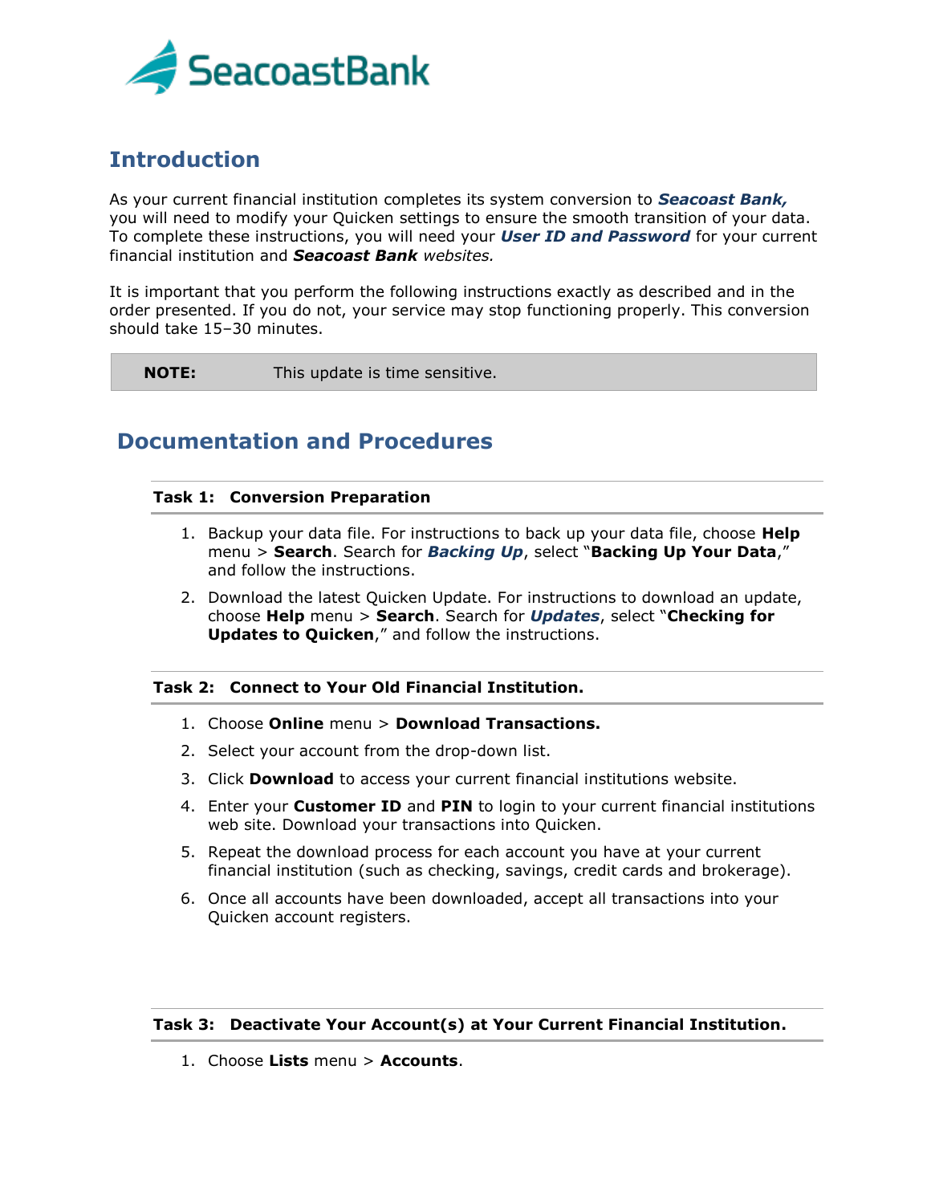SeacoastBank

## Introduction

As your current financial institution completes its system conversion to ***Seacoast Bank,*** you will need to modify your Quicken settings to ensure the smooth transition of your data. To complete these instructions, you will need your ***User ID and Password*** for your current financial institution and ***Seacoast Bank*** *websites.*

It is important that you perform the following instructions exactly as described and in the order presented. If you do not, your service may stop functioning properly. This conversion should take 15–30 minutes.

| **NOTE:** | This update is time sensitive. |
|---|---|

## Documentation and Procedures

### Task 1: Conversion Preparation

1. Backup your data file. For instructions to back up your data file, choose **Help** menu > **Search**. Search for ***Backing Up***, select "**Backing Up Your Data**," and follow the instructions.
2. Download the latest Quicken Update. For instructions to download an update, choose **Help** menu > **Search**. Search for ***Updates***, select "**Checking for Updates to Quicken**," and follow the instructions.

### Task 2: Connect to Your Old Financial Institution.

1. Choose **Online** menu > **Download Transactions.**
2. Select your account from the drop-down list.
3. Click **Download** to access your current financial institutions website.
4. Enter your **Customer ID** and **PIN** to login to your current financial institutions web site. Download your transactions into Quicken.
5. Repeat the download process for each account you have at your current financial institution (such as checking, savings, credit cards and brokerage).
6. Once all accounts have been downloaded, accept all transactions into your Quicken account registers.

### Task 3: Deactivate Your Account(s) at Your Current Financial Institution.

1. Choose **Lists** menu > **Accounts**.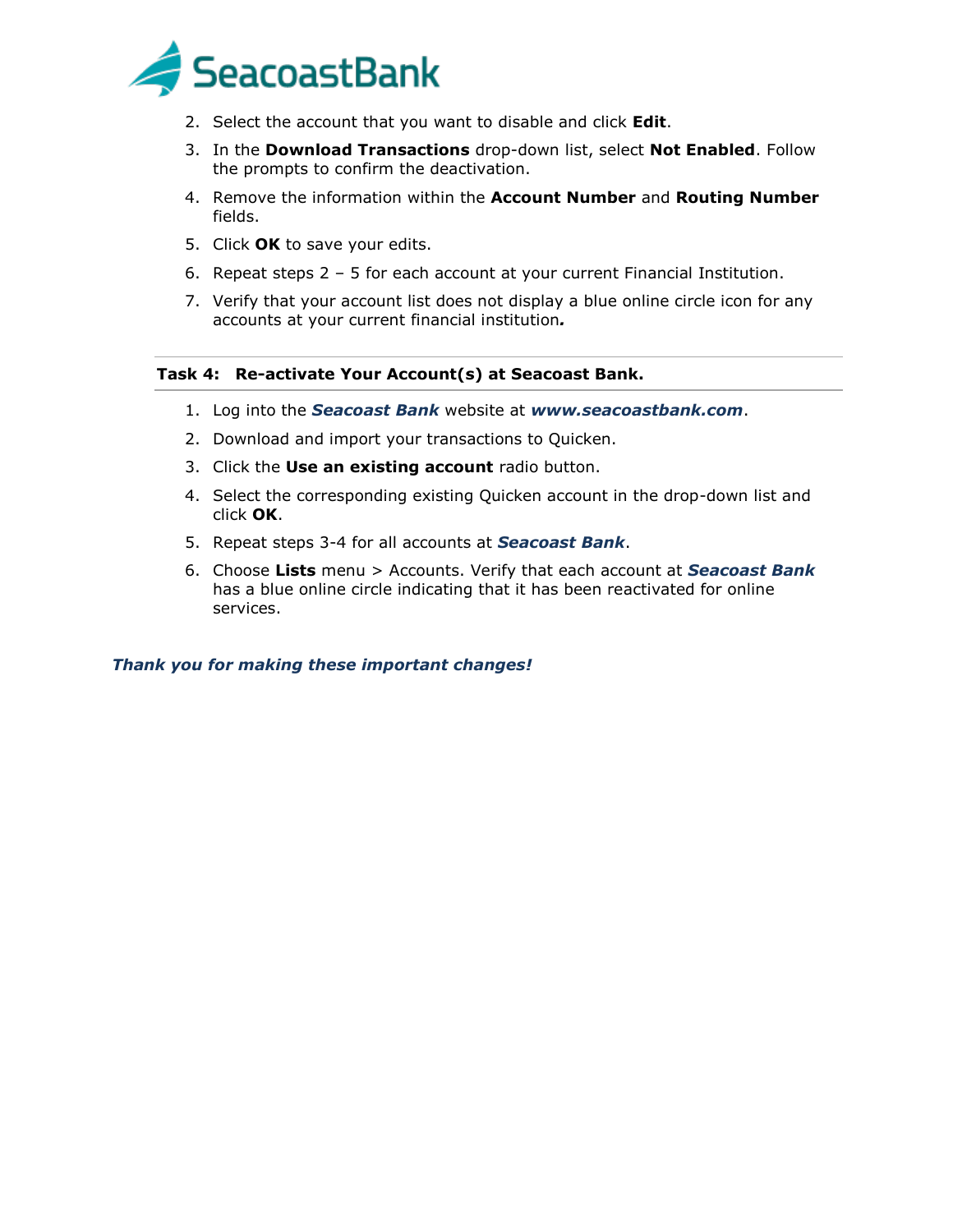2. Select the account that you want to disable and click **Edit**.
3. In the **Download Transactions** drop-down list, select **Not Enabled**. Follow the prompts to confirm the deactivation.
4. Remove the information within the **Account Number** and **Routing Number** fields.
5. Click **OK** to save your edits.
6. Repeat steps 2 – 5 for each account at your current Financial Institution.
7. Verify that your account list does not display a blue online circle icon for any accounts at your current financial institution***.***

---

**Task 4: Re-activate Your Account(s) at Seacoast Bank.**

---

1. Log into the ***Seacoast Bank*** website at ***www.seacoastbank.com***.
2. Download and import your transactions to Quicken.
3. Click the **Use an existing account** radio button.
4. Select the corresponding existing Quicken account in the drop-down list and click **OK**.
5. Repeat steps 3-4 for all accounts at ***Seacoast Bank***.
6. Choose **Lists** menu > Accounts. Verify that each account at ***Seacoast Bank*** has a blue online circle indicating that it has been reactivated for online services.

***Thank you for making these important changes!***